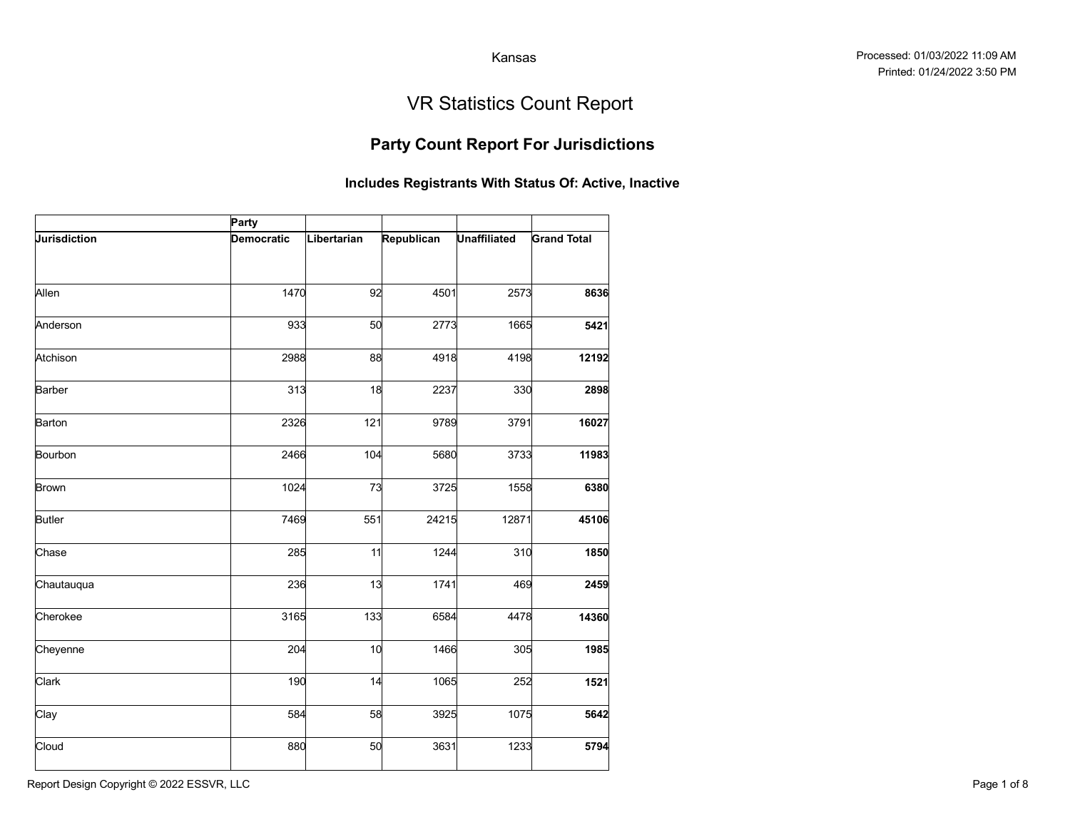Kansas

Processed: 01/03/2022 11:09 AM
Printed: 01/24/2022 3:50 PM

# VR Statistics Count Report

## Party Count Report For Jurisdictions

### Includes Registrants With Status Of: Active, Inactive

| | Party | | | | |
|---|---|---|---|---|---|
| **Jurisdiction** | **Democratic** | **Libertarian** | **Republican** | **Unaffiliated** | **Grand Total** |
| Allen | 1470 | 92 | 4501 | 2573 | **8636** |
| Anderson | 933 | 50 | 2773 | 1665 | **5421** |
| Atchison | 2988 | 88 | 4918 | 4198 | **12192** |
| Barber | 313 | 18 | 2237 | 330 | **2898** |
| Barton | 2326 | 121 | 9789 | 3791 | **16027** |
| Bourbon | 2466 | 104 | 5680 | 3733 | **11983** |
| Brown | 1024 | 73 | 3725 | 1558 | **6380** |
| Butler | 7469 | 551 | 24215 | 12871 | **45106** |
| Chase | 285 | 11 | 1244 | 310 | **1850** |
| Chautauqua | 236 | 13 | 1741 | 469 | **2459** |
| Cherokee | 3165 | 133 | 6584 | 4478 | **14360** |
| Cheyenne | 204 | 10 | 1466 | 305 | **1985** |
| Clark | 190 | 14 | 1065 | 252 | **1521** |
| Clay | 584 | 58 | 3925 | 1075 | **5642** |
| Cloud | 880 | 50 | 3631 | 1233 | **5794** |

Report Design Copyright © 2022 ESSVR, LLC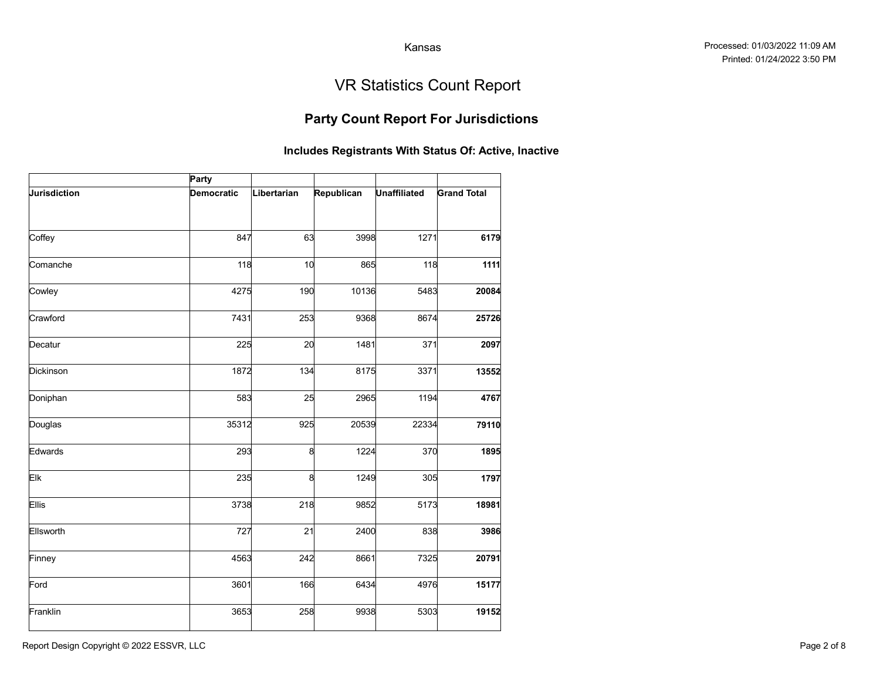Kansas

Processed: 01/03/2022 11:09 AM
Printed: 01/24/2022 3:50 PM

# VR Statistics Count Report

## Party Count Report For Jurisdictions

### Includes Registrants With Status Of: Active, Inactive

| | Party | | | | |
|---|---|---|---|---|---|
| **Jurisdiction** | **Democratic** | **Libertarian** | **Republican** | **Unaffiliated** | **Grand Total** |
| Coffey | 847 | 63 | 3998 | 1271 | **6179** |
| Comanche | 118 | 10 | 865 | 118 | **1111** |
| Cowley | 4275 | 190 | 10136 | 5483 | **20084** |
| Crawford | 7431 | 253 | 9368 | 8674 | **25726** |
| Decatur | 225 | 20 | 1481 | 371 | **2097** |
| Dickinson | 1872 | 134 | 8175 | 3371 | **13552** |
| Doniphan | 583 | 25 | 2965 | 1194 | **4767** |
| Douglas | 35312 | 925 | 20539 | 22334 | **79110** |
| Edwards | 293 | 8 | 1224 | 370 | **1895** |
| Elk | 235 | 8 | 1249 | 305 | **1797** |
| Ellis | 3738 | 218 | 9852 | 5173 | **18981** |
| Ellsworth | 727 | 21 | 2400 | 838 | **3986** |
| Finney | 4563 | 242 | 8661 | 7325 | **20791** |
| Ford | 3601 | 166 | 6434 | 4976 | **15177** |
| Franklin | 3653 | 258 | 9938 | 5303 | **19152** |

Report Design Copyright © 2022 ESSVR, LLC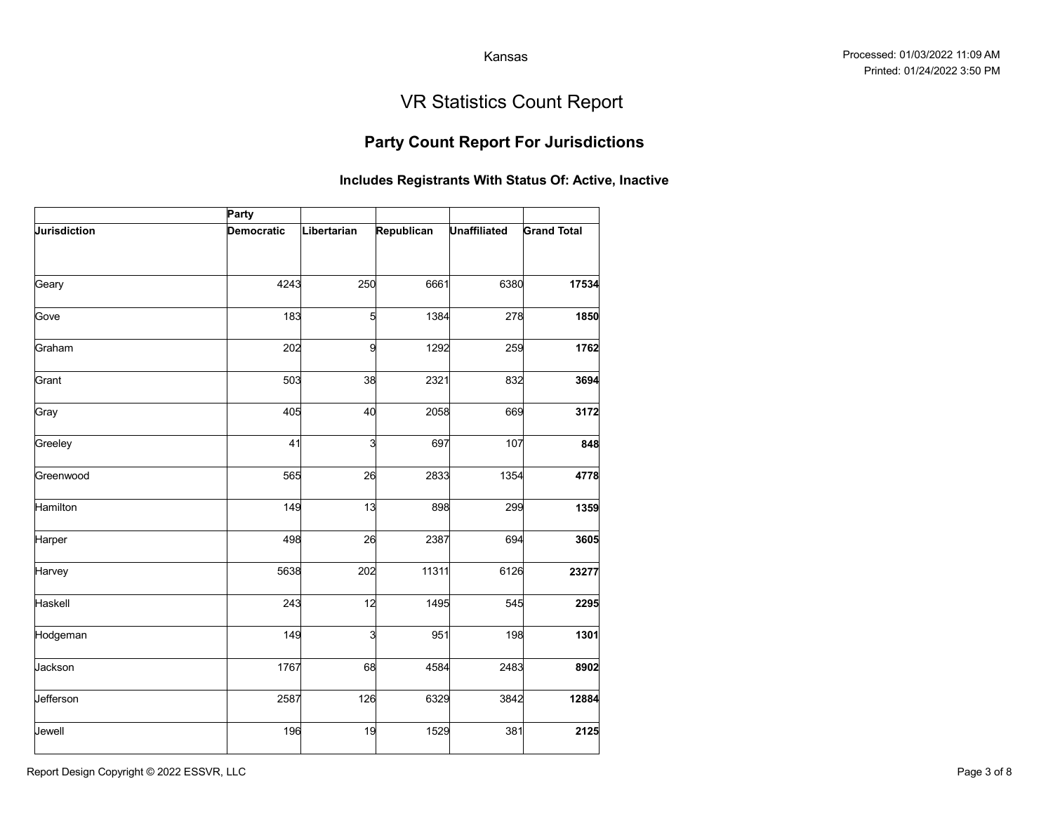Kansas

Processed: 01/03/2022 11:09 AM
Printed: 01/24/2022 3:50 PM

# VR Statistics Count Report

## Party Count Report For Jurisdictions

### Includes Registrants With Status Of: Active, Inactive

| | Party | | | | |
|---|---|---|---|---|---|
| **Jurisdiction** | **Democratic** | **Libertarian** | **Republican** | **Unaffiliated** | **Grand Total** |
| Geary | 4243 | 250 | 6661 | 6380 | **17534** |
| Gove | 183 | 5 | 1384 | 278 | **1850** |
| Graham | 202 | 9 | 1292 | 259 | **1762** |
| Grant | 503 | 38 | 2321 | 832 | **3694** |
| Gray | 405 | 40 | 2058 | 669 | **3172** |
| Greeley | 41 | 3 | 697 | 107 | **848** |
| Greenwood | 565 | 26 | 2833 | 1354 | **4778** |
| Hamilton | 149 | 13 | 898 | 299 | **1359** |
| Harper | 498 | 26 | 2387 | 694 | **3605** |
| Harvey | 5638 | 202 | 11311 | 6126 | **23277** |
| Haskell | 243 | 12 | 1495 | 545 | **2295** |
| Hodgeman | 149 | 3 | 951 | 198 | **1301** |
| Jackson | 1767 | 68 | 4584 | 2483 | **8902** |
| Jefferson | 2587 | 126 | 6329 | 3842 | **12884** |
| Jewell | 196 | 19 | 1529 | 381 | **2125** |

Report Design Copyright © 2022 ESSVR, LLC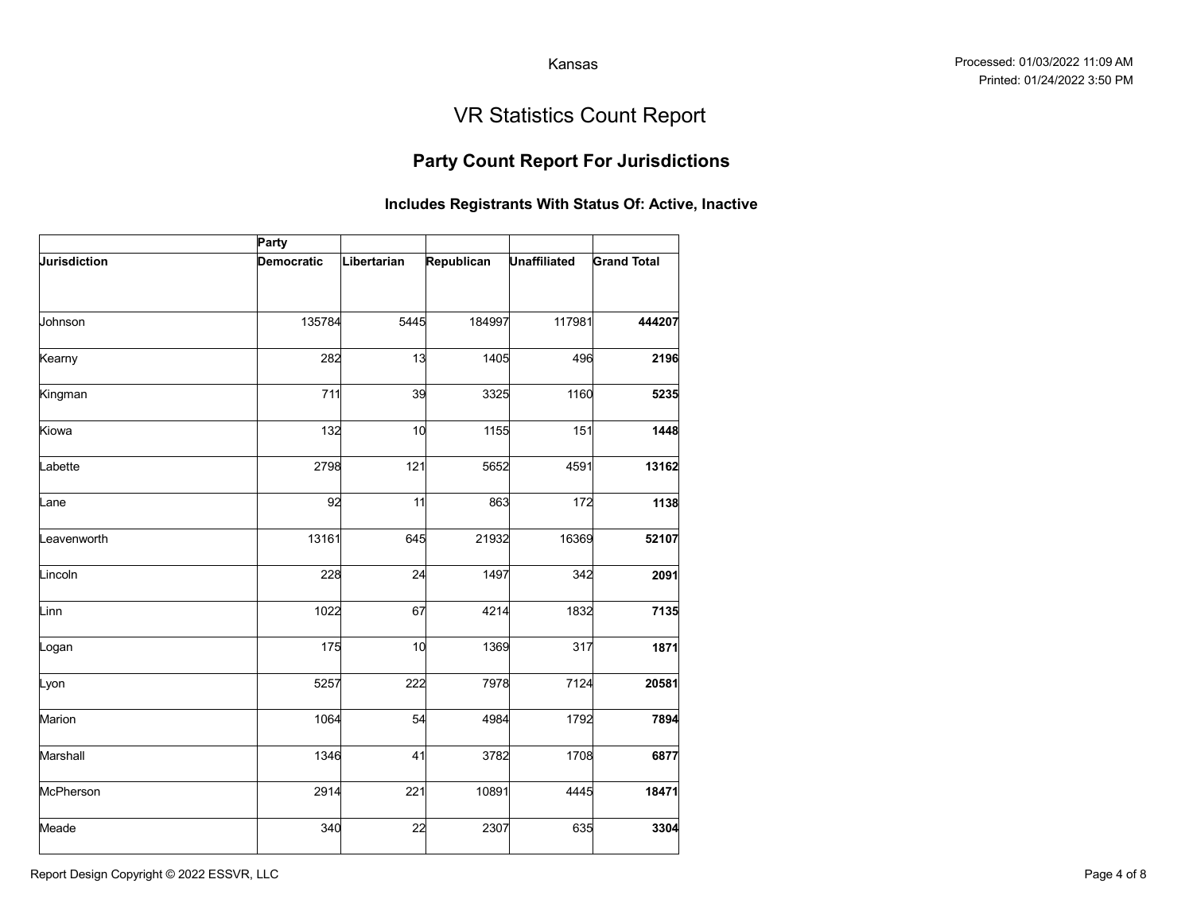Kansas

Processed: 01/03/2022 11:09 AM
Printed: 01/24/2022 3:50 PM

# VR Statistics Count Report

## Party Count Report For Jurisdictions

### Includes Registrants With Status Of: Active, Inactive

| | Party | | | | |
|---|---|---|---|---|---|
| **Jurisdiction** | **Democratic** | **Libertarian** | **Republican** | **Unaffiliated** | **Grand Total** |
| Johnson | 135784 | 5445 | 184997 | 117981 | **444207** |
| Kearny | 282 | 13 | 1405 | 496 | **2196** |
| Kingman | 711 | 39 | 3325 | 1160 | **5235** |
| Kiowa | 132 | 10 | 1155 | 151 | **1448** |
| Labette | 2798 | 121 | 5652 | 4591 | **13162** |
| Lane | 92 | 11 | 863 | 172 | **1138** |
| Leavenworth | 13161 | 645 | 21932 | 16369 | **52107** |
| Lincoln | 228 | 24 | 1497 | 342 | **2091** |
| Linn | 1022 | 67 | 4214 | 1832 | **7135** |
| Logan | 175 | 10 | 1369 | 317 | **1871** |
| Lyon | 5257 | 222 | 7978 | 7124 | **20581** |
| Marion | 1064 | 54 | 4984 | 1792 | **7894** |
| Marshall | 1346 | 41 | 3782 | 1708 | **6877** |
| McPherson | 2914 | 221 | 10891 | 4445 | **18471** |
| Meade | 340 | 22 | 2307 | 635 | **3304** |

Report Design Copyright © 2022 ESSVR, LLC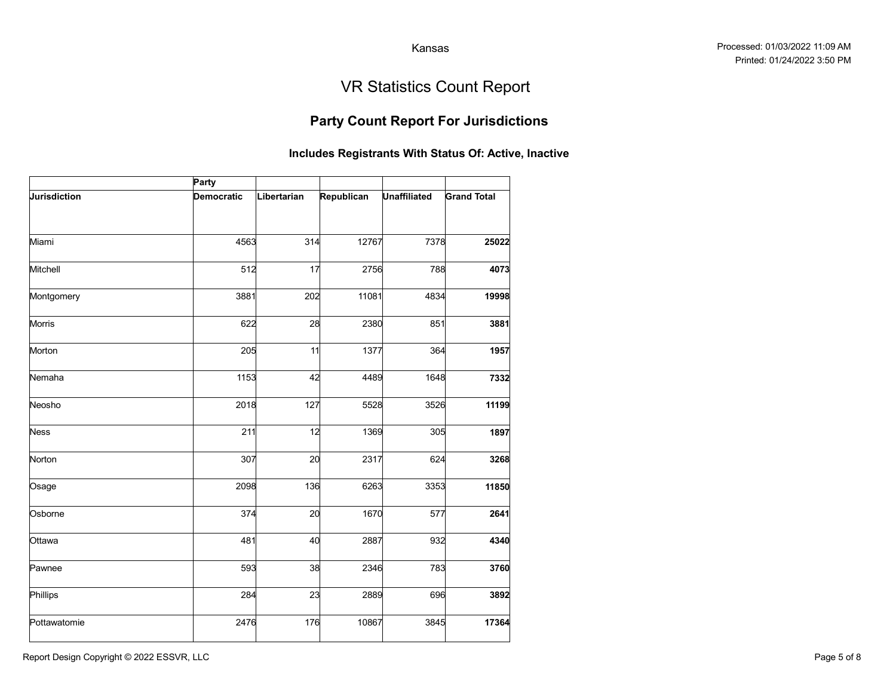Kansas

Processed: 01/03/2022 11:09 AM
Printed: 01/24/2022 3:50 PM

# VR Statistics Count Report

## Party Count Report For Jurisdictions

### Includes Registrants With Status Of: Active, Inactive

| | Party | | | | |
|---|---|---|---|---|---|
| **Jurisdiction** | **Democratic** | **Libertarian** | **Republican** | **Unaffiliated** | **Grand Total** |
| Miami | 4563 | 314 | 12767 | 7378 | **25022** |
| Mitchell | 512 | 17 | 2756 | 788 | **4073** |
| Montgomery | 3881 | 202 | 11081 | 4834 | **19998** |
| Morris | 622 | 28 | 2380 | 851 | **3881** |
| Morton | 205 | 11 | 1377 | 364 | **1957** |
| Nemaha | 1153 | 42 | 4489 | 1648 | **7332** |
| Neosho | 2018 | 127 | 5528 | 3526 | **11199** |
| Ness | 211 | 12 | 1369 | 305 | **1897** |
| Norton | 307 | 20 | 2317 | 624 | **3268** |
| Osage | 2098 | 136 | 6263 | 3353 | **11850** |
| Osborne | 374 | 20 | 1670 | 577 | **2641** |
| Ottawa | 481 | 40 | 2887 | 932 | **4340** |
| Pawnee | 593 | 38 | 2346 | 783 | **3760** |
| Phillips | 284 | 23 | 2889 | 696 | **3892** |
| Pottawatomie | 2476 | 176 | 10867 | 3845 | **17364** |

Report Design Copyright © 2022 ESSVR, LLC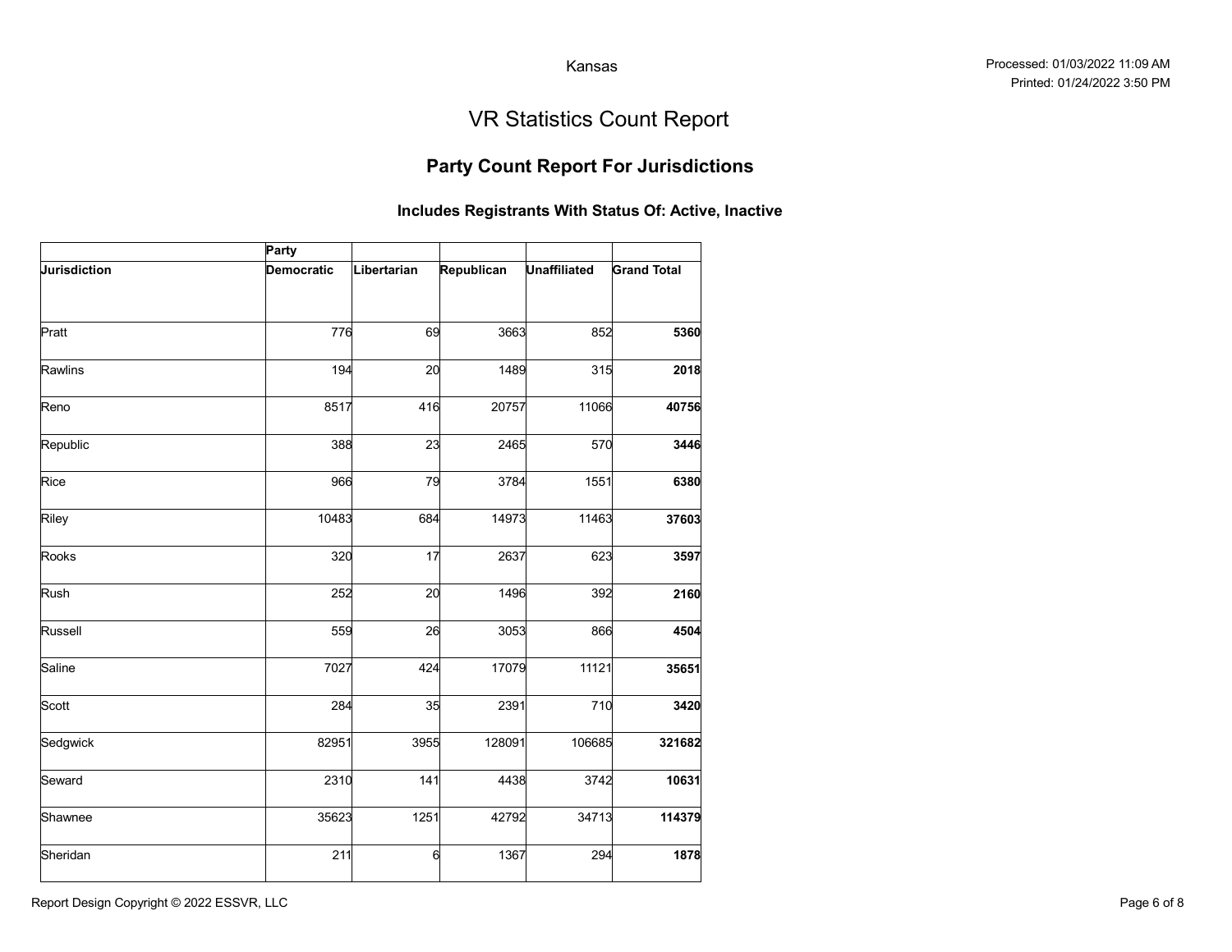Kansas

Processed: 01/03/2022 11:09 AM
Printed: 01/24/2022 3:50 PM

# VR Statistics Count Report

## Party Count Report For Jurisdictions

### Includes Registrants With Status Of: Active, Inactive

| | Party | | | | |
|---|---|---|---|---|---|
| **Jurisdiction** | **Democratic** | **Libertarian** | **Republican** | **Unaffiliated** | **Grand Total** |
| Pratt | 776 | 69 | 3663 | 852 | **5360** |
| Rawlins | 194 | 20 | 1489 | 315 | **2018** |
| Reno | 8517 | 416 | 20757 | 11066 | **40756** |
| Republic | 388 | 23 | 2465 | 570 | **3446** |
| Rice | 966 | 79 | 3784 | 1551 | **6380** |
| Riley | 10483 | 684 | 14973 | 11463 | **37603** |
| Rooks | 320 | 17 | 2637 | 623 | **3597** |
| Rush | 252 | 20 | 1496 | 392 | **2160** |
| Russell | 559 | 26 | 3053 | 866 | **4504** |
| Saline | 7027 | 424 | 17079 | 11121 | **35651** |
| Scott | 284 | 35 | 2391 | 710 | **3420** |
| Sedgwick | 82951 | 3955 | 128091 | 106685 | **321682** |
| Seward | 2310 | 141 | 4438 | 3742 | **10631** |
| Shawnee | 35623 | 1251 | 42792 | 34713 | **114379** |
| Sheridan | 211 | 6 | 1367 | 294 | **1878** |

Report Design Copyright © 2022 ESSVR, LLC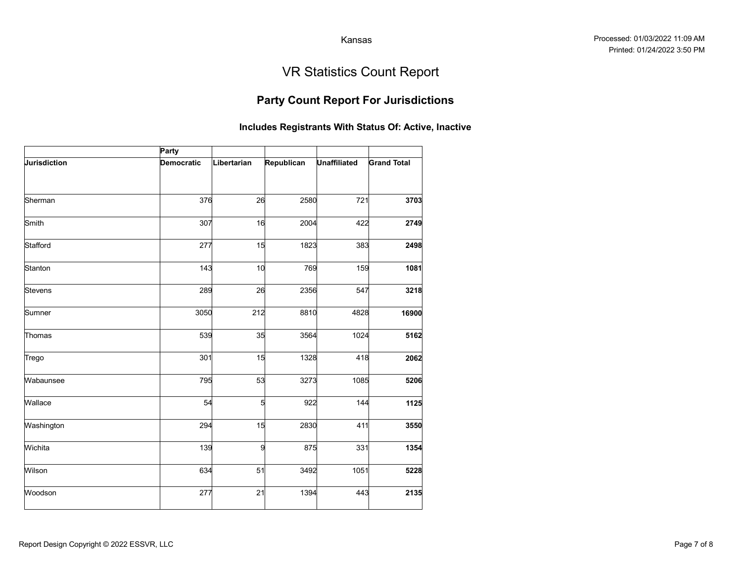Kansas

Processed: 01/03/2022 11:09 AM
Printed: 01/24/2022 3:50 PM

# VR Statistics Count Report

## Party Count Report For Jurisdictions

### Includes Registrants With Status Of: Active, Inactive

| | Party | | | | |
|---|---|---|---|---|---|
| **Jurisdiction** | **Democratic** | **Libertarian** | **Republican** | **Unaffiliated** | **Grand Total** |
| Sherman | 376 | 26 | 2580 | 721 | **3703** |
| Smith | 307 | 16 | 2004 | 422 | **2749** |
| Stafford | 277 | 15 | 1823 | 383 | **2498** |
| Stanton | 143 | 10 | 769 | 159 | **1081** |
| Stevens | 289 | 26 | 2356 | 547 | **3218** |
| Sumner | 3050 | 212 | 8810 | 4828 | **16900** |
| Thomas | 539 | 35 | 3564 | 1024 | **5162** |
| Trego | 301 | 15 | 1328 | 418 | **2062** |
| Wabaunsee | 795 | 53 | 3273 | 1085 | **5206** |
| Wallace | 54 | 5 | 922 | 144 | **1125** |
| Washington | 294 | 15 | 2830 | 411 | **3550** |
| Wichita | 139 | 9 | 875 | 331 | **1354** |
| Wilson | 634 | 51 | 3492 | 1051 | **5228** |
| Woodson | 277 | 21 | 1394 | 443 | **2135** |

Report Design Copyright © 2022 ESSVR, LLC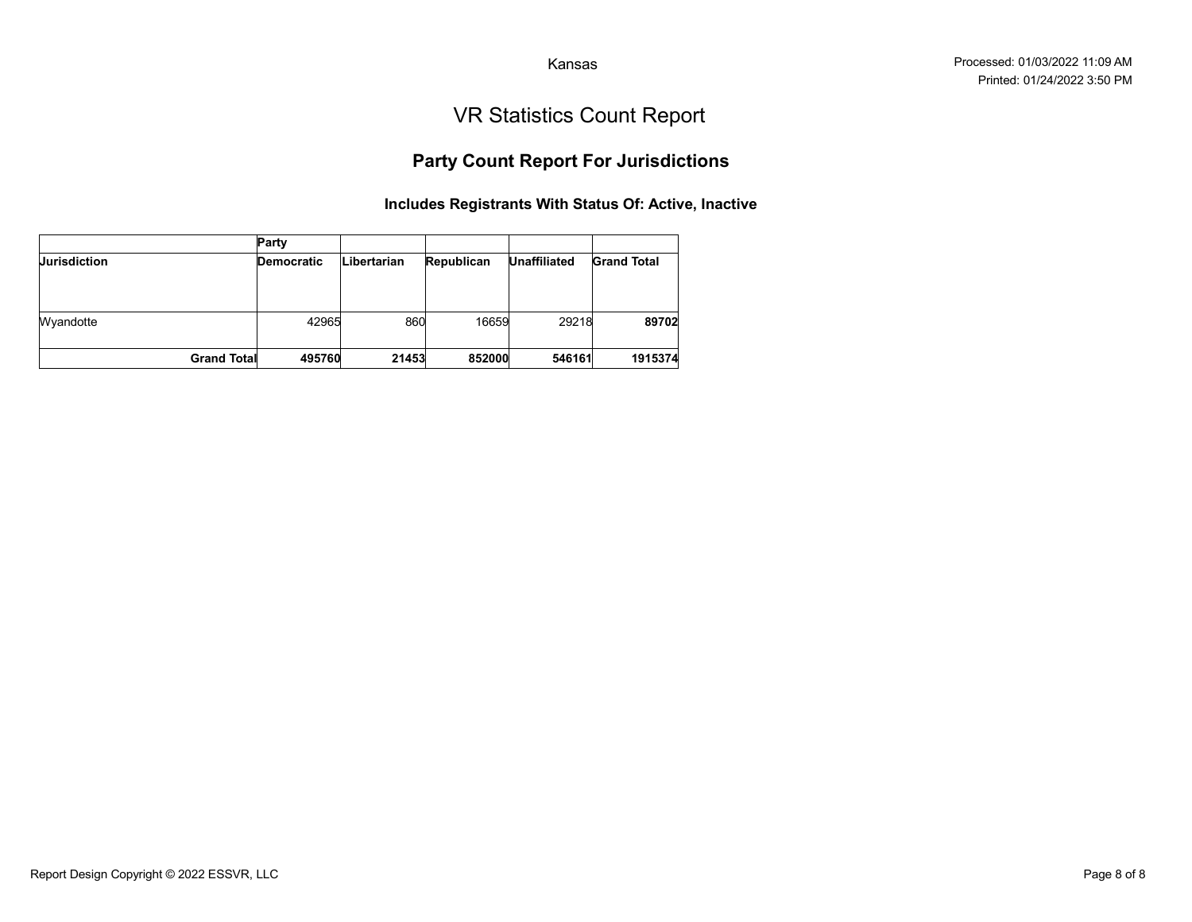Kansas

Processed: 01/03/2022 11:09 AM
Printed: 01/24/2022 3:50 PM

# VR Statistics Count Report

## Party Count Report For Jurisdictions

### Includes Registrants With Status Of: Active, Inactive

| | Party | | | | |
|---|---|---|---|---|---|
| **Jurisdiction** | **Democratic** | **Libertarian** | **Republican** | **Unaffiliated** | **Grand Total** |
| Wyandotte | 42965 | 860 | 16659 | 29218 | **89702** |
| **Grand Total** | **495760** | **21453** | **852000** | **546161** | **1915374** |

Report Design Copyright © 2022 ESSVR, LLC